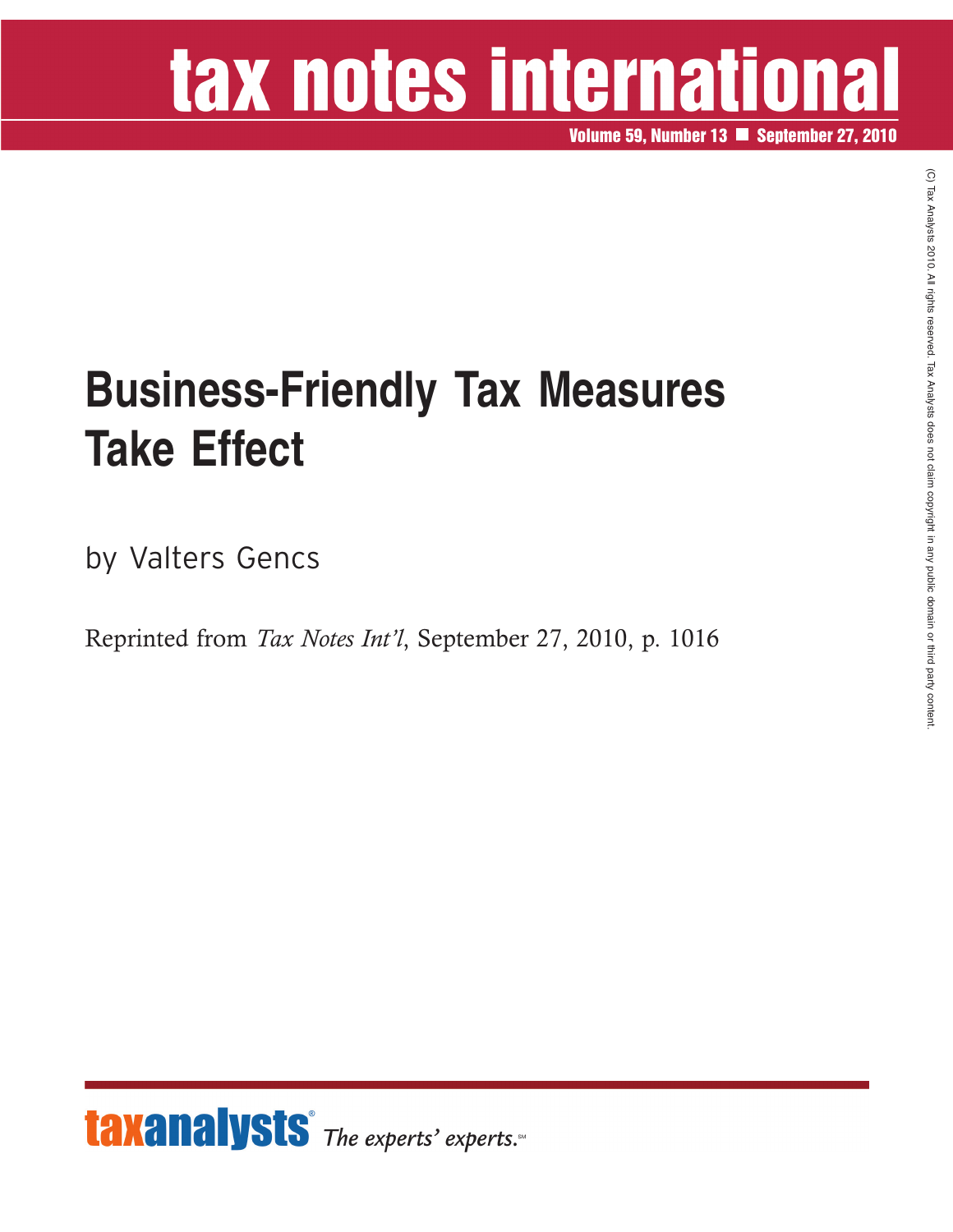# tax notes international

Volume 59, Number 13 ■ September 27, 2010

(C) Tax Analysts 2010. All rights reserved. Tax Analysts does not claim copyright in any public domain or third party content.

# Business-Friendly Tax Measures Take Effect

by Valters Gencs

Reprinted from *Tax Notes Int'l*, September 27, 2010, p. 1016

taxanalysts® *The experts' experts.*℠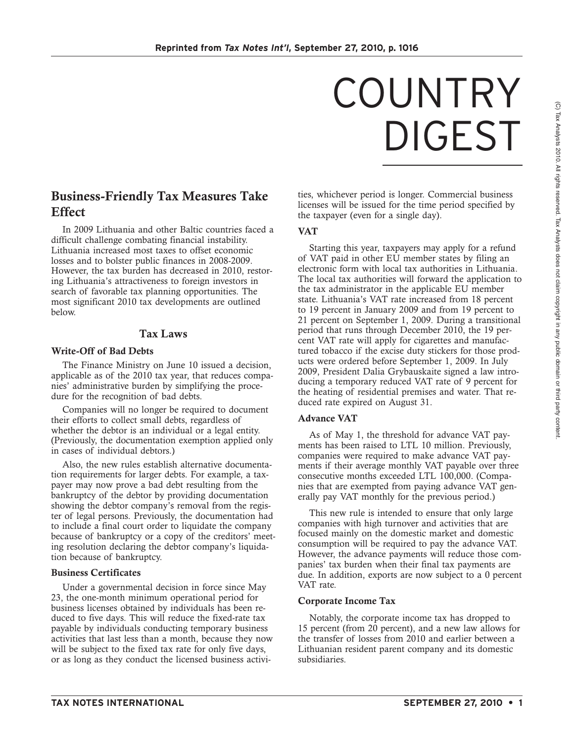# COUNTRY DIGEST

## Business-Friendly Tax Measures Take Effect

In 2009 Lithuania and other Baltic countries faced a difficult challenge combating financial instability. Lithuania increased most taxes to offset economic losses and to bolster public finances in 2008-2009. However, the tax burden has decreased in 2010, restoring Lithuania's attractiveness to foreign investors in search of favorable tax planning opportunities. The most significant 2010 tax developments are outlined below.

### Tax Laws

#### Write-Off of Bad Debts

The Finance Ministry on June 10 issued a decision, applicable as of the 2010 tax year, that reduces companies' administrative burden by simplifying the procedure for the recognition of bad debts.

Companies will no longer be required to document their efforts to collect small debts, regardless of whether the debtor is an individual or a legal entity. (Previously, the documentation exemption applied only in cases of individual debtors.)

Also, the new rules establish alternative documentation requirements for larger debts. For example, a taxpayer may now prove a bad debt resulting from the bankruptcy of the debtor by providing documentation showing the debtor company's removal from the register of legal persons. Previously, the documentation had to include a final court order to liquidate the company because of bankruptcy or a copy of the creditors' meeting resolution declaring the debtor company's liquidation because of bankruptcy.

#### Business Certificates

Under a governmental decision in force since May 23, the one-month minimum operational period for business licenses obtained by individuals has been reduced to five days. This will reduce the fixed-rate tax payable by individuals conducting temporary business activities that last less than a month, because they now will be subject to the fixed tax rate for only five days, or as long as they conduct the licensed business activities, whichever period is longer. Commercial business licenses will be issued for the time period specified by the taxpayer (even for a single day).

#### VAT

Starting this year, taxpayers may apply for a refund of VAT paid in other EU member states by filing an electronic form with local tax authorities in Lithuania. The local tax authorities will forward the application to the tax administrator in the applicable EU member state. Lithuania's VAT rate increased from 18 percent to 19 percent in January 2009 and from 19 percent to 21 percent on September 1, 2009. During a transitional period that runs through December 2010, the 19 percent VAT rate will apply for cigarettes and manufactured tobacco if the excise duty stickers for those products were ordered before September 1, 2009. In July 2009, President Dalia Grybauskaite signed a law introducing a temporary reduced VAT rate of 9 percent for the heating of residential premises and water. That reduced rate expired on August 31.

#### Advance VAT

As of May 1, the threshold for advance VAT payments has been raised to LTL 10 million. Previously, companies were required to make advance VAT payments if their average monthly VAT payable over three consecutive months exceeded LTL 100,000. (Companies that are exempted from paying advance VAT generally pay VAT monthly for the previous period.)

This new rule is intended to ensure that only large companies with high turnover and activities that are focused mainly on the domestic market and domestic consumption will be required to pay the advance VAT. However, the advance payments will reduce those companies' tax burden when their final tax payments are due. In addition, exports are now subject to a 0 percent VAT rate.

#### Corporate Income Tax

Notably, the corporate income tax has dropped to 15 percent (from 20 percent), and a new law allows for the transfer of losses from 2010 and earlier between a Lithuanian resident parent company and its domestic subsidiaries.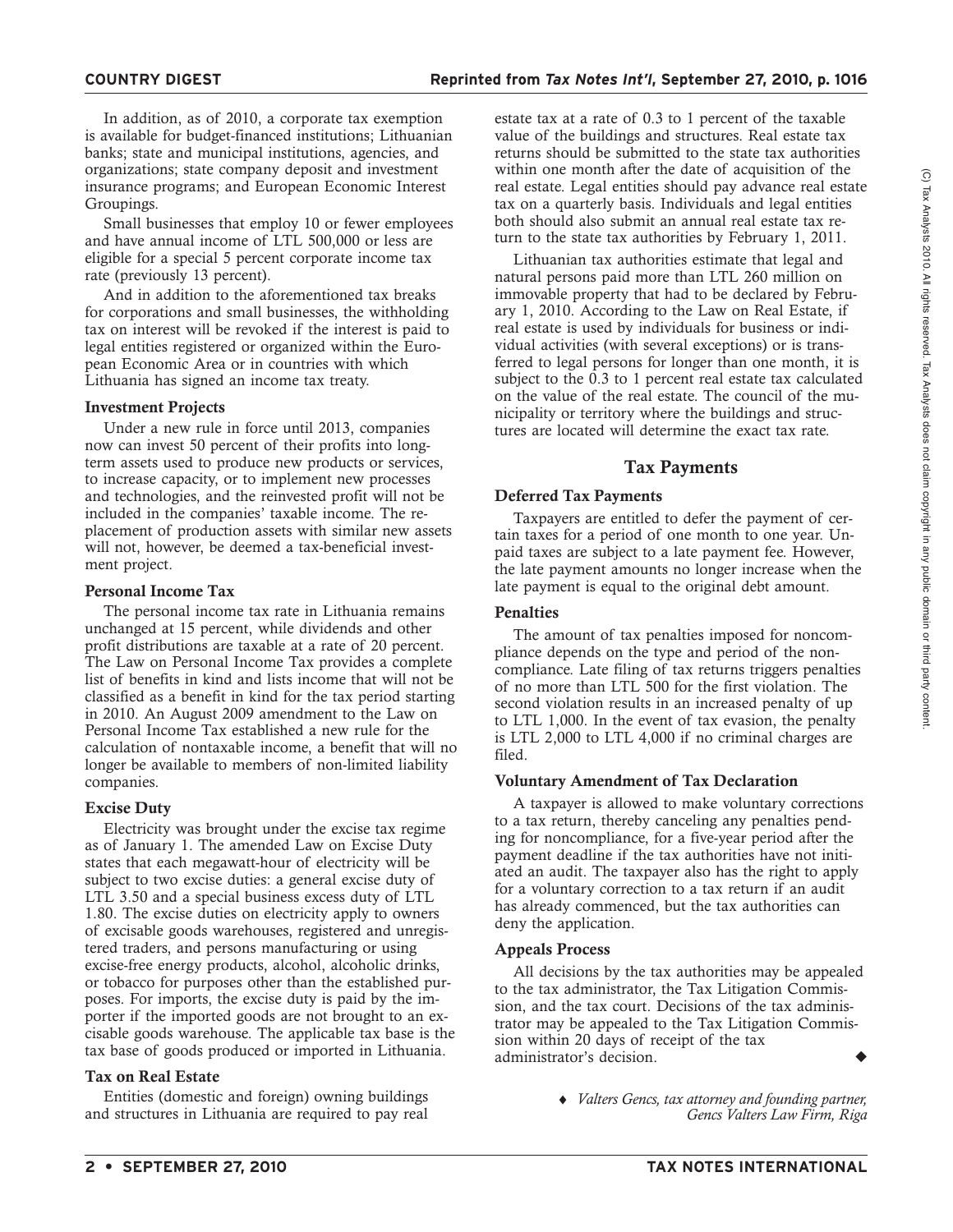In addition, as of 2010, a corporate tax exemption is available for budget-financed institutions; Lithuanian banks; state and municipal institutions, agencies, and organizations; state company deposit and investment insurance programs; and European Economic Interest Groupings.

Small businesses that employ 10 or fewer employees and have annual income of LTL 500,000 or less are eligible for a special 5 percent corporate income tax rate (previously 13 percent).

And in addition to the aforementioned tax breaks for corporations and small businesses, the withholding tax on interest will be revoked if the interest is paid to legal entities registered or organized within the European Economic Area or in countries with which Lithuania has signed an income tax treaty.

### Investment Projects

Under a new rule in force until 2013, companies now can invest 50 percent of their profits into long-term assets used to produce new products or services, to increase capacity, or to implement new processes and technologies, and the reinvested profit will not be included in the companies' taxable income. The replacement of production assets with similar new assets will not, however, be deemed a tax-beneficial investment project.

### Personal Income Tax

The personal income tax rate in Lithuania remains unchanged at 15 percent, while dividends and other profit distributions are taxable at a rate of 20 percent. The Law on Personal Income Tax provides a complete list of benefits in kind and lists income that will not be classified as a benefit in kind for the tax period starting in 2010. An August 2009 amendment to the Law on Personal Income Tax established a new rule for the calculation of nontaxable income, a benefit that will no longer be available to members of non-limited liability companies.

### Excise Duty

Electricity was brought under the excise tax regime as of January 1. The amended Law on Excise Duty states that each megawatt-hour of electricity will be subject to two excise duties: a general excise duty of LTL 3.50 and a special business excess duty of LTL 1.80. The excise duties on electricity apply to owners of excisable goods warehouses, registered and unregistered traders, and persons manufacturing or using excise-free energy products, alcohol, alcoholic drinks, or tobacco for purposes other than the established purposes. For imports, the excise duty is paid by the importer if the imported goods are not brought to an excisable goods warehouse. The applicable tax base is the tax base of goods produced or imported in Lithuania.

### Tax on Real Estate

Entities (domestic and foreign) owning buildings and structures in Lithuania are required to pay real estate tax at a rate of 0.3 to 1 percent of the taxable value of the buildings and structures. Real estate tax returns should be submitted to the state tax authorities within one month after the date of acquisition of the real estate. Legal entities should pay advance real estate tax on a quarterly basis. Individuals and legal entities both should also submit an annual real estate tax return to the state tax authorities by February 1, 2011.

Lithuanian tax authorities estimate that legal and natural persons paid more than LTL 260 million on immovable property that had to be declared by February 1, 2010. According to the Law on Real Estate, if real estate is used by individuals for business or individual activities (with several exceptions) or is transferred to legal persons for longer than one month, it is subject to the 0.3 to 1 percent real estate tax calculated on the value of the real estate. The council of the municipality or territory where the buildings and structures are located will determine the exact tax rate.

## Tax Payments

### Deferred Tax Payments

Taxpayers are entitled to defer the payment of certain taxes for a period of one month to one year. Unpaid taxes are subject to a late payment fee. However, the late payment amounts no longer increase when the late payment is equal to the original debt amount.

### Penalties

The amount of tax penalties imposed for noncompliance depends on the type and period of the noncompliance. Late filing of tax returns triggers penalties of no more than LTL 500 for the first violation. The second violation results in an increased penalty of up to LTL 1,000. In the event of tax evasion, the penalty is LTL 2,000 to LTL 4,000 if no criminal charges are filed.

### Voluntary Amendment of Tax Declaration

A taxpayer is allowed to make voluntary corrections to a tax return, thereby canceling any penalties pending for noncompliance, for a five-year period after the payment deadline if the tax authorities have not initiated an audit. The taxpayer also has the right to apply for a voluntary correction to a tax return if an audit has already commenced, but the tax authorities can deny the application.

### Appeals Process

All decisions by the tax authorities may be appealed to the tax administrator, the Tax Litigation Commission, and the tax court. Decisions of the tax administrator may be appealed to the Tax Litigation Commission within 20 days of receipt of the tax administrator's decision. ◆

♦ *Valters Gencs, tax attorney and founding partner, Gencs Valters Law Firm, Riga*